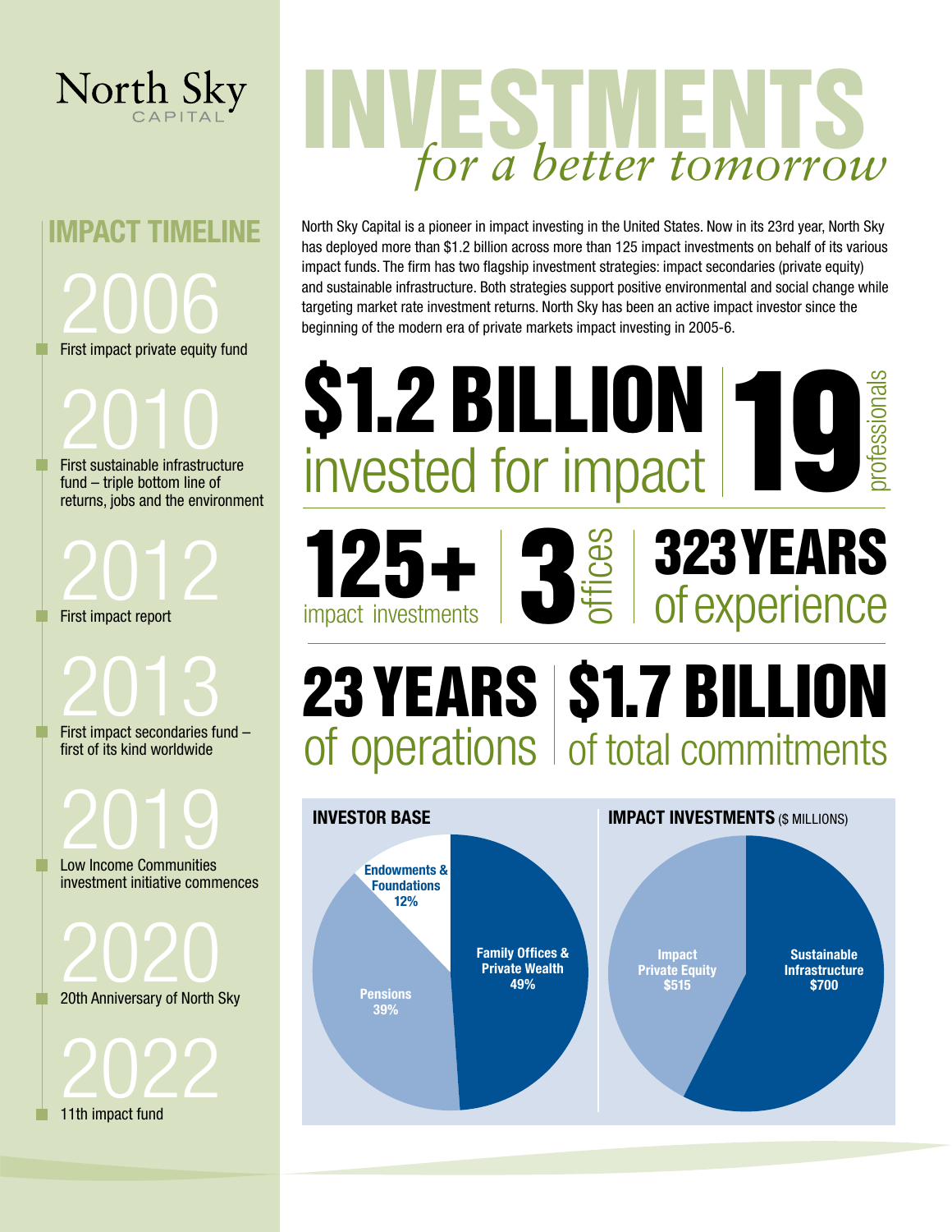North Sky CAPITAL

# INVESTMENTS *for a better tomorrow*

## IMPACT TIMELINE

**2006**
First impact private equity fund

**2010**
First sustainable infrastructure fund – triple bottom line of returns, jobs and the environment

**2012**
First impact report

**2013**
First impact secondaries fund – first of its kind worldwide

**2019**
Low Income Communities investment initiative commences

**2020**
20th Anniversary of North Sky

**2022**
11th impact fund

North Sky Capital is a pioneer in impact investing in the United States. Now in its 23rd year, North Sky has deployed more than $1.2 billion across more than 125 impact investments on behalf of its various impact funds. The firm has two flagship investment strategies: impact secondaries (private equity) and sustainable infrastructure. Both strategies support positive environmental and social change while targeting market rate investment returns. North Sky has been an active impact investor since the beginning of the modern era of private markets impact investing in 2005-6.

**$1.2 BILLION** invested for impact

**19** professionals

**125+** impact investments

**3** offices

**323 YEARS** of experience

**23 YEARS** of operations

**$1.7 BILLION** of total commitments

### INVESTOR BASE

| Investor | Share |
|---|---|
| Family Offices & Private Wealth | 49% |
| Pensions | 39% |
| Endowments & Foundations | 12% |

### IMPACT INVESTMENTS ($ MILLIONS)

| Strategy | Amount |
|---|---|
| Sustainable Infrastructure | $700 |
| Impact Private Equity | $515 |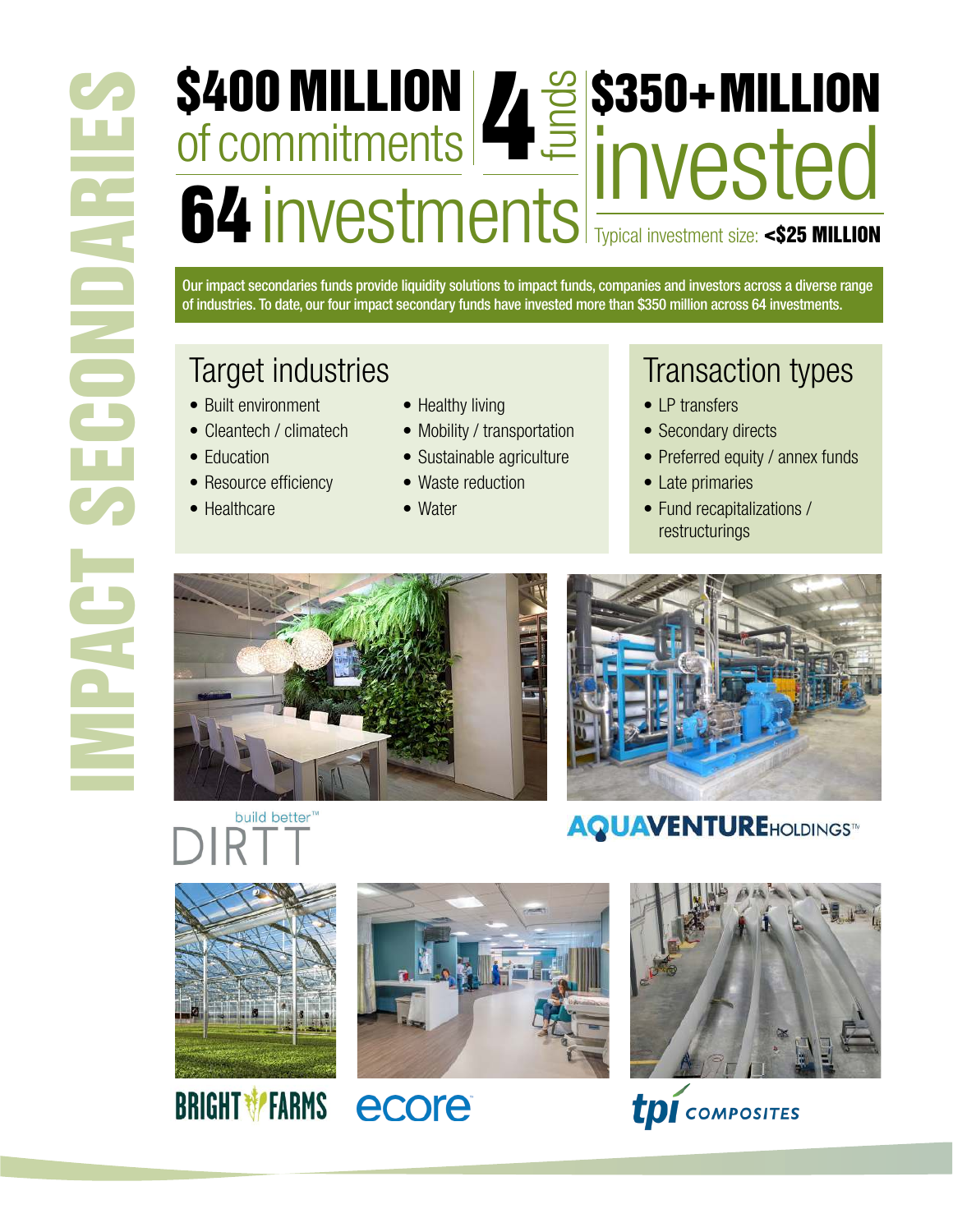# IMPACT SECONDARIES

**$400 MILLION** of commitments

**4** funds

**64** investments

**$350+ MILLION** invested

Typical investment size: **<$25 MILLION**

Our impact secondaries funds provide liquidity solutions to impact funds, companies and investors across a diverse range of industries. To date, our four impact secondary funds have invested more than $350 million across 64 investments.

## Target industries

- Built environment
- Cleantech / climatech
- Education
- Resource efficiency
- Healthcare
- Healthy living
- Mobility / transportation
- Sustainable agriculture
- Waste reduction
- Water

## Transaction types

- LP transfers
- Secondary directs
- Preferred equity / annex funds
- Late primaries
- Fund recapitalizations / restructurings

build better™ DIRTT

AQUAVENTURE HOLDINGS™

BRIGHT FARMS

ecore

tpi COMPOSITES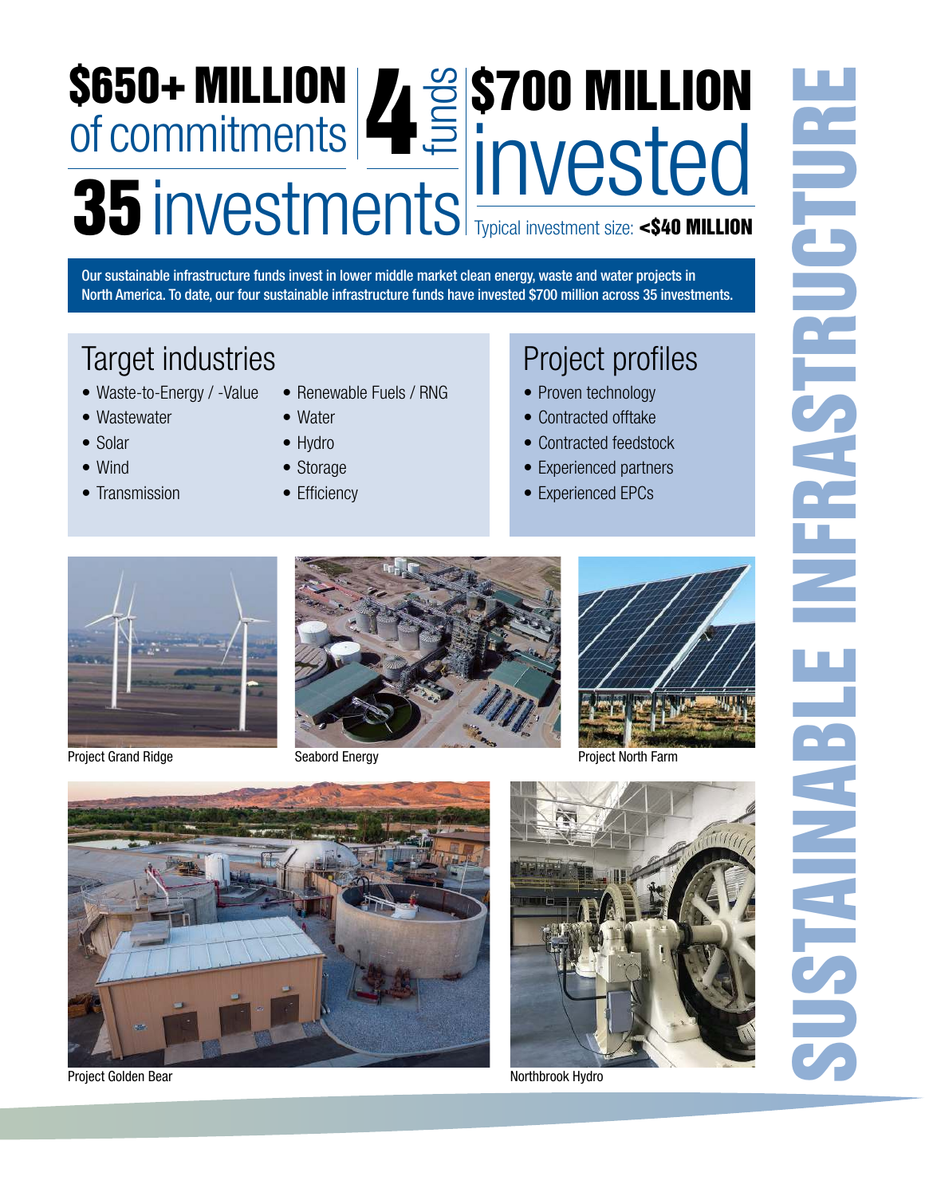# SUSTAINABLE INFRASTRUCTURE

**$650+ MILLION** of commitments

**4** funds

**$700 MILLION** invested

**35** investments

Typical investment size: **<$40 MILLION**

Our sustainable infrastructure funds invest in lower middle market clean energy, waste and water projects in North America. To date, our four sustainable infrastructure funds have invested $700 million across 35 investments.

## Target industries

- Waste-to-Energy / -Value
- Wastewater
- Solar
- Wind
- Transmission
- Renewable Fuels / RNG
- Water
- Hydro
- Storage
- Efficiency

## Project profiles

- Proven technology
- Contracted offtake
- Contracted feedstock
- Experienced partners
- Experienced EPCs

Project Grand Ridge

Seabord Energy

Project North Farm

Project Golden Bear

Northbrook Hydro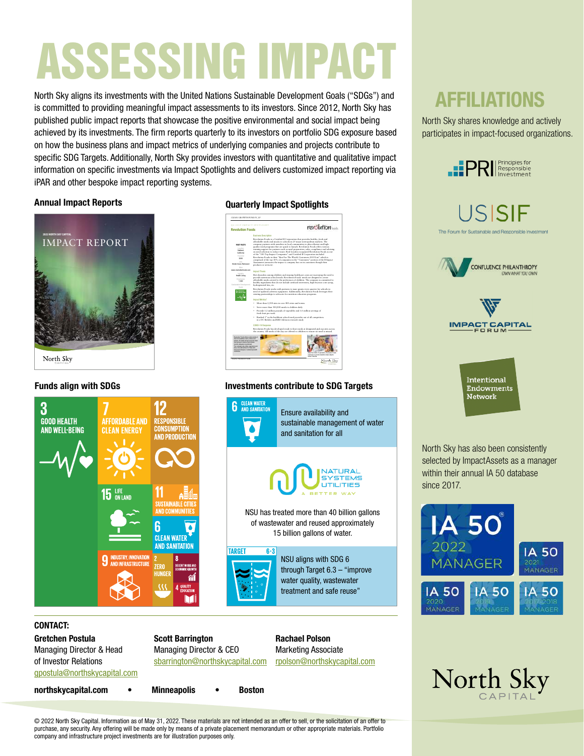# ASSESSING IMPACT

North Sky aligns its investments with the United Nations Sustainable Development Goals ("SDGs") and is committed to providing meaningful impact assessments to its investors. Since 2012, North Sky has published public impact reports that showcase the positive environmental and social impact being achieved by its investments. The firm reports quarterly to its investors on portfolio SDG exposure based on how the business plans and impact metrics of underlying companies and projects contribute to specific SDG Targets. Additionally, North Sky provides investors with quantitative and qualitative impact information on specific investments via Impact Spotlights and delivers customized impact reporting via iPAR and other bespoke impact reporting systems.

### Annual Impact Reports

2022 NORTH SKY CAPITAL
IMPACT REPORT

### Quarterly Impact Spotlights

### Funds align with SDGs

3 GOOD HEALTH AND WELL-BEING
7 AFFORDABLE AND CLEAN ENERGY
12 RESPONSIBLE CONSUMPTION AND PRODUCTION
15 LIFE ON LAND
11 SUSTAINABLE CITIES AND COMMUNITIES
6 CLEAN WATER AND SANITATION
9 INDUSTRY, INNOVATION AND INFRASTRUCTURE
2 ZERO HUNGER
8 DECENT WORK AND ECONOMIC GROWTH
4 QUALITY EDUCATION

### Investments contribute to SDG Targets

6 CLEAN WATER AND SANITATION — Ensure availability and sustainable management of water and sanitation for all

NATURAL SYSTEMS UTILITIES — A BETTER WAY

NSU has treated more than 40 billion gallons of wastewater and reused approximately 15 billion gallons of water.

TARGET 6.3 — NSU aligns with SDG 6 through Target 6.3 – "improve water quality, wastewater treatment and safe reuse"

## AFFILIATIONS

North Sky shares knowledge and actively participates in impact-focused organizations.

PRI Principles for Responsible Investment

US SIF — The Forum for Sustainable and Responsible Investment

Confluence Philanthropy — Own What You Own

Impact Capital Forum

Intentional Endowments Network

North Sky has also been consistently selected by ImpactAssets as a manager within their annual IA 50 database since 2017.

IA 50® 2022 Manager · IA 50 2021 Manager · IA 50 2020 Manager · IA 50 2019 Manager · IA 50 2017-2018 Manager

**CONTACT:**

**Gretchen Postula**
Managing Director & Head of Investor Relations
gpostula@northskycapital.com

**Scott Barrington**
Managing Director & CEO
sbarrington@northskycapital.com

**Rachael Polson**
Marketing Associate
rpolson@northskycapital.com

**northskycapital.com** • **Minneapolis** • **Boston**

North Sky CAPITAL

© 2022 North Sky Capital. Information as of May 31, 2022. These materials are not intended as an offer to sell, or the solicitation of an offer to purchase, any security. Any offering will be made only by means of a private placement memorandum or other appropriate materials. Portfolio company and infrastructure project investments are for illustration purposes only.